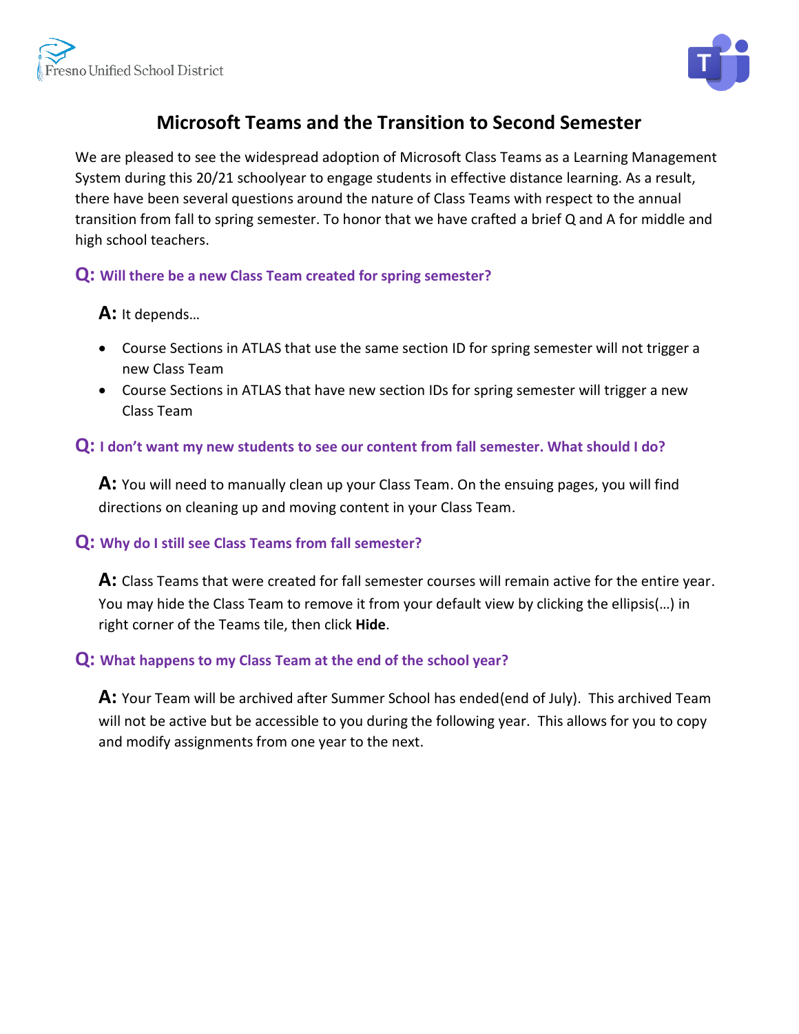# Microsoft Teams and the Transition to Second Semester

We are pleased to see the widespread adoption of Microsoft Class Teams as a Learning Management System during this 20/21 schoolyear to engage students in effective distance learning. As a result, there have been several questions around the nature of Class Teams with respect to the annual transition from fall to spring semester. To honor that we have crafted a brief Q and A for middle and high school teachers.

### Q: Will there be a new Class Team created for spring semester?

**A:** It depends…

- Course Sections in ATLAS that use the same section ID for spring semester will not trigger a new Class Team
- Course Sections in ATLAS that have new section IDs for spring semester will trigger a new Class Team

### Q: I don't want my new students to see our content from fall semester. What should I do?

**A:** You will need to manually clean up your Class Team. On the ensuing pages, you will find directions on cleaning up and moving content in your Class Team.

### Q: Why do I still see Class Teams from fall semester?

**A:** Class Teams that were created for fall semester courses will remain active for the entire year. You may hide the Class Team to remove it from your default view by clicking the ellipsis(…) in right corner of the Teams tile, then click **Hide**.

### Q: What happens to my Class Team at the end of the school year?

**A:** Your Team will be archived after Summer School has ended(end of July). This archived Team will not be active but be accessible to you during the following year. This allows for you to copy and modify assignments from one year to the next.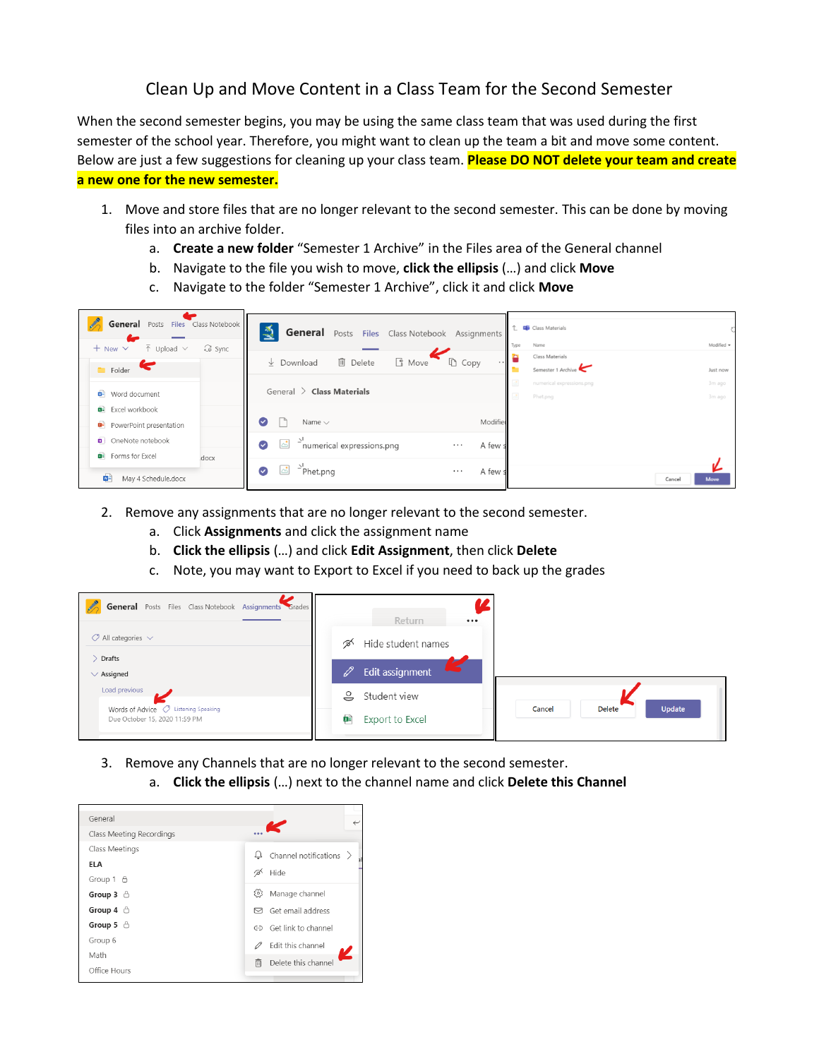# Clean Up and Move Content in a Class Team for the Second Semester

When the second semester begins, you may be using the same class team that was used during the first semester of the school year. Therefore, you might want to clean up the team a bit and move some content. Below are just a few suggestions for cleaning up your class team. **Please DO NOT delete your team and create a new one for the new semester.**

1. Move and store files that are no longer relevant to the second semester. This can be done by moving files into an archive folder.
   a. **Create a new folder** "Semester 1 Archive" in the Files area of the General channel
   b. Navigate to the file you wish to move, **click the ellipsis** (…) and click **Move**
   c. Navigate to the folder "Semester 1 Archive", click it and click **Move**

2. Remove any assignments that are no longer relevant to the second semester.
   a. Click **Assignments** and click the assignment name
   b. **Click the ellipsis** (…) and click **Edit Assignment**, then click **Delete**
   c. Note, you may want to Export to Excel if you need to back up the grades

3. Remove any Channels that are no longer relevant to the second semester.
   a. **Click the ellipsis** (…) next to the channel name and click **Delete this Channel**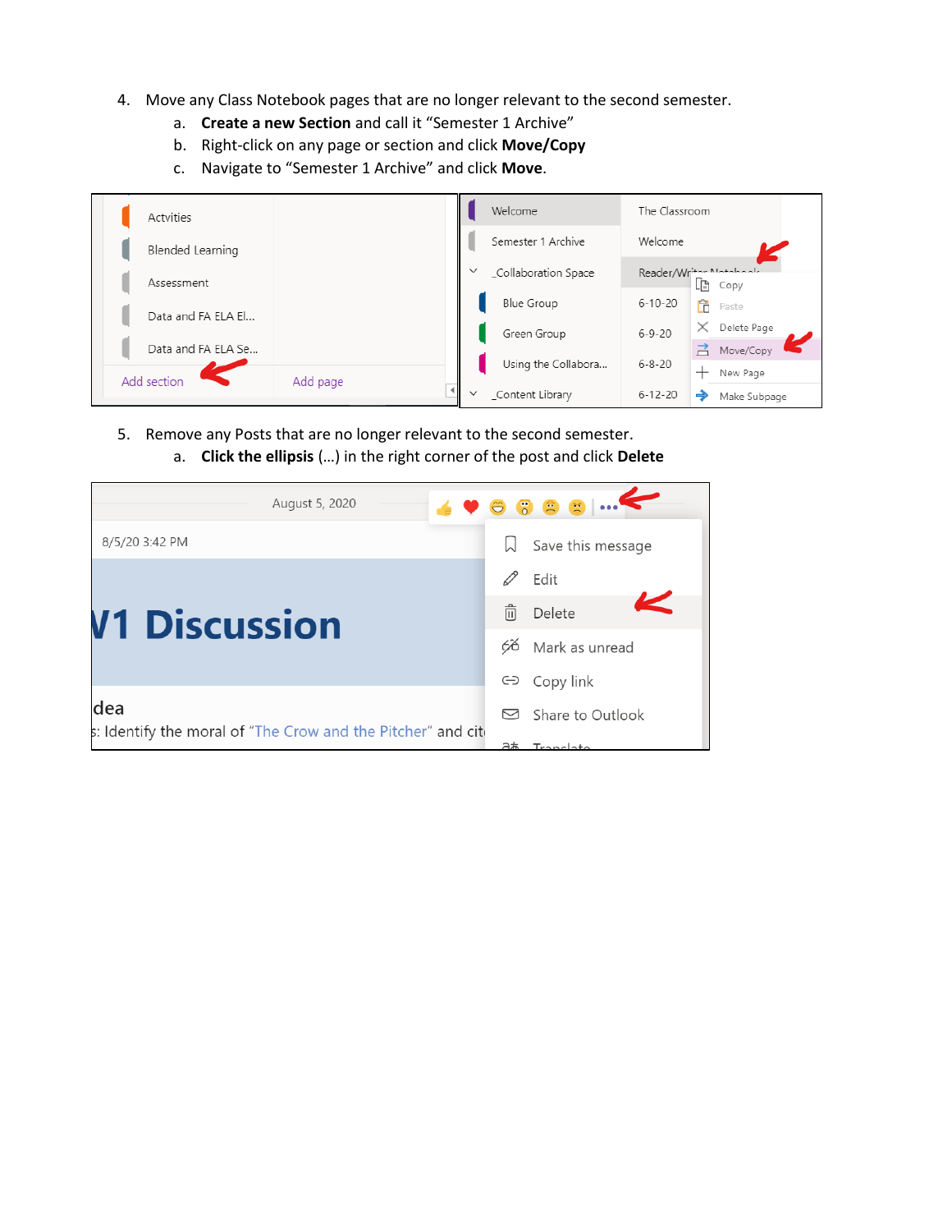4. Move any Class Notebook pages that are no longer relevant to the second semester.
   a. **Create a new Section** and call it "Semester 1 Archive"
   b. Right-click on any page or section and click **Move/Copy**
   c. Navigate to "Semester 1 Archive" and click **Move**.

5. Remove any Posts that are no longer relevant to the second semester.
   a. **Click the ellipsis** (…) in the right corner of the post and click **Delete**